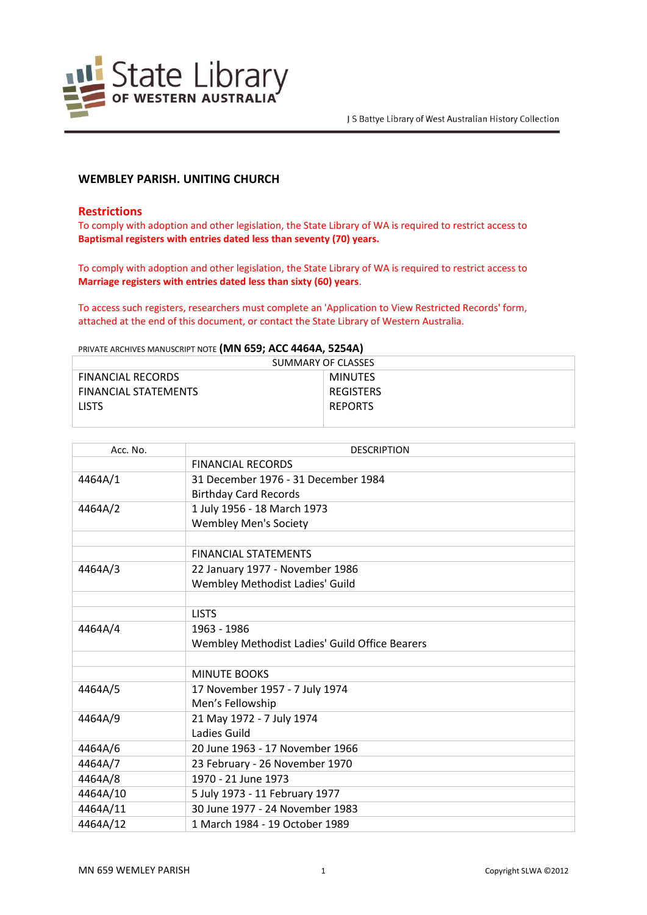J S Battye Library of West Australian History Collection

## WEMBLEY PARISH. UNITING CHURCH

### Restrictions

To comply with adoption and other legislation, the State Library of WA is required to restrict access to **Baptismal registers with entries dated less than seventy (70) years.**

To comply with adoption and other legislation, the State Library of WA is required to restrict access to **Marriage registers with entries dated less than sixty (60) years**.

To access such registers, researchers must complete an 'Application to View Restricted Records' form, attached at the end of this document, or contact the State Library of Western Australia.

PRIVATE ARCHIVES MANUSCRIPT NOTE **(MN 659; ACC 4464A, 5254A)**

| SUMMARY OF CLASSES | |
|---|---|
| FINANCIAL RECORDS<br>FINANCIAL STATEMENTS<br>LISTS | MINUTES<br>REGISTERS<br>REPORTS |

| Acc. No. | DESCRIPTION |
|---|---|
| | FINANCIAL RECORDS |
| 4464A/1 | 31 December 1976 - 31 December 1984<br>Birthday Card Records |
| 4464A/2 | 1 July 1956 - 18 March 1973<br>Wembley Men's Society |
| | |
| | FINANCIAL STATEMENTS |
| 4464A/3 | 22 January 1977 - November 1986<br>Wembley Methodist Ladies' Guild |
| | |
| | LISTS |
| 4464A/4 | 1963 - 1986<br>Wembley Methodist Ladies' Guild Office Bearers |
| | |
| | MINUTE BOOKS |
| 4464A/5 | 17 November 1957 - 7 July 1974<br>Men's Fellowship |
| 4464A/9 | 21 May 1972 - 7 July 1974<br>Ladies Guild |
| 4464A/6 | 20 June 1963 - 17 November 1966 |
| 4464A/7 | 23 February - 26 November 1970 |
| 4464A/8 | 1970 - 21 June 1973 |
| 4464A/10 | 5 July 1973 - 11 February 1977 |
| 4464A/11 | 30 June 1977 - 24 November 1983 |
| 4464A/12 | 1 March 1984 - 19 October 1989 |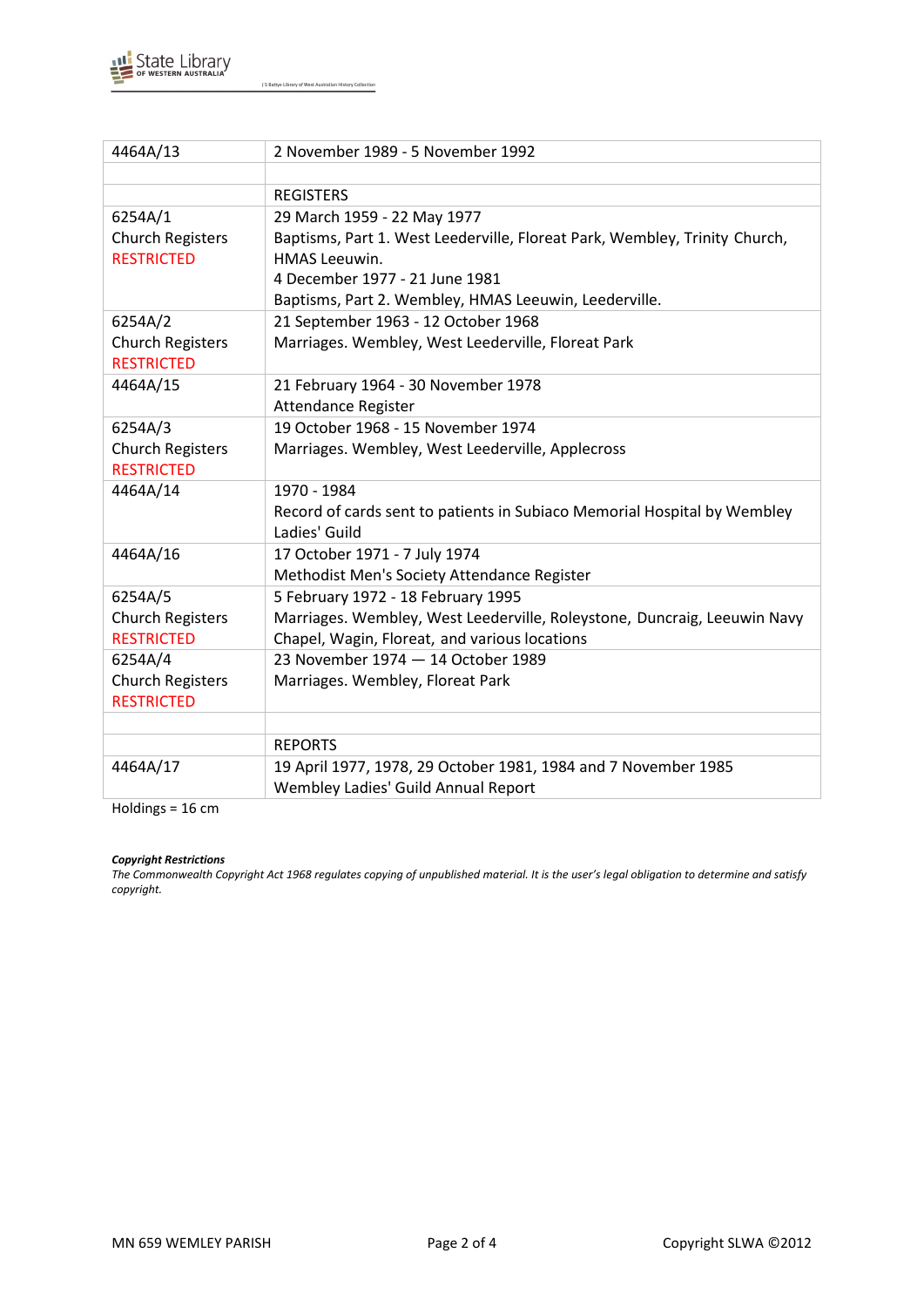| | |
|---|---|
| 4464A/13 | 2 November 1989 - 5 November 1992 |
| | |
| | REGISTERS |
| 6254A/1<br>Church Registers<br>RESTRICTED | 29 March 1959 - 22 May 1977<br>Baptisms, Part 1. West Leederville, Floreat Park, Wembley, Trinity Church, HMAS Leeuwin.<br>4 December 1977 - 21 June 1981<br>Baptisms, Part 2. Wembley, HMAS Leeuwin, Leederville. |
| 6254A/2<br>Church Registers<br>RESTRICTED | 21 September 1963 - 12 October 1968<br>Marriages. Wembley, West Leederville, Floreat Park |
| 4464A/15 | 21 February 1964 - 30 November 1978<br>Attendance Register |
| 6254A/3<br>Church Registers<br>RESTRICTED | 19 October 1968 - 15 November 1974<br>Marriages. Wembley, West Leederville, Applecross |
| 4464A/14 | 1970 - 1984<br>Record of cards sent to patients in Subiaco Memorial Hospital by Wembley Ladies' Guild |
| 4464A/16 | 17 October 1971 - 7 July 1974<br>Methodist Men's Society Attendance Register |
| 6254A/5<br>Church Registers<br>RESTRICTED | 5 February 1972 - 18 February 1995<br>Marriages. Wembley, West Leederville, Roleystone, Duncraig, Leeuwin Navy Chapel, Wagin, Floreat, and various locations |
| 6254A/4<br>Church Registers<br>RESTRICTED | 23 November 1974 — 14 October 1989<br>Marriages. Wembley, Floreat Park |
| | |
| | REPORTS |
| 4464A/17 | 19 April 1977, 1978, 29 October 1981, 1984 and 7 November 1985<br>Wembley Ladies' Guild Annual Report |

Holdings = 16 cm

***Copyright Restrictions***

*The Commonwealth Copyright Act 1968 regulates copying of unpublished material. It is the user's legal obligation to determine and satisfy copyright.*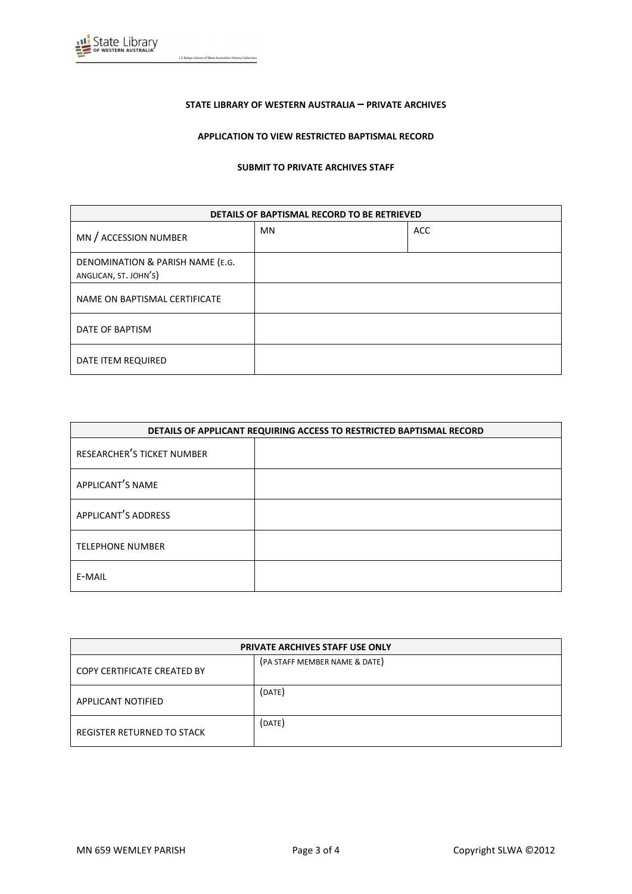**STATE LIBRARY OF WESTERN AUSTRALIA – PRIVATE ARCHIVES**

**APPLICATION TO VIEW RESTRICTED BAPTISMAL RECORD**

**SUBMIT TO PRIVATE ARCHIVES STAFF**

| DETAILS OF BAPTISMAL RECORD TO BE RETRIEVED | | |
|---|---|---|
| MN / ACCESSION NUMBER | MN | ACC |
| DENOMINATION & PARISH NAME (E.G. ANGLICAN, ST. JOHN'S) | | |
| NAME ON BAPTISMAL CERTIFICATE | | |
| DATE OF BAPTISM | | |
| DATE ITEM REQUIRED | | |

| DETAILS OF APPLICANT REQUIRING ACCESS TO RESTRICTED BAPTISMAL RECORD | |
|---|---|
| RESEARCHER'S TICKET NUMBER | |
| APPLICANT'S NAME | |
| APPLICANT'S ADDRESS | |
| TELEPHONE NUMBER | |
| E-MAIL | |

| PRIVATE ARCHIVES STAFF USE ONLY | |
|---|---|
| COPY CERTIFICATE CREATED BY | (PA STAFF MEMBER NAME & DATE) |
| APPLICANT NOTIFIED | (DATE) |
| REGISTER RETURNED TO STACK | (DATE) |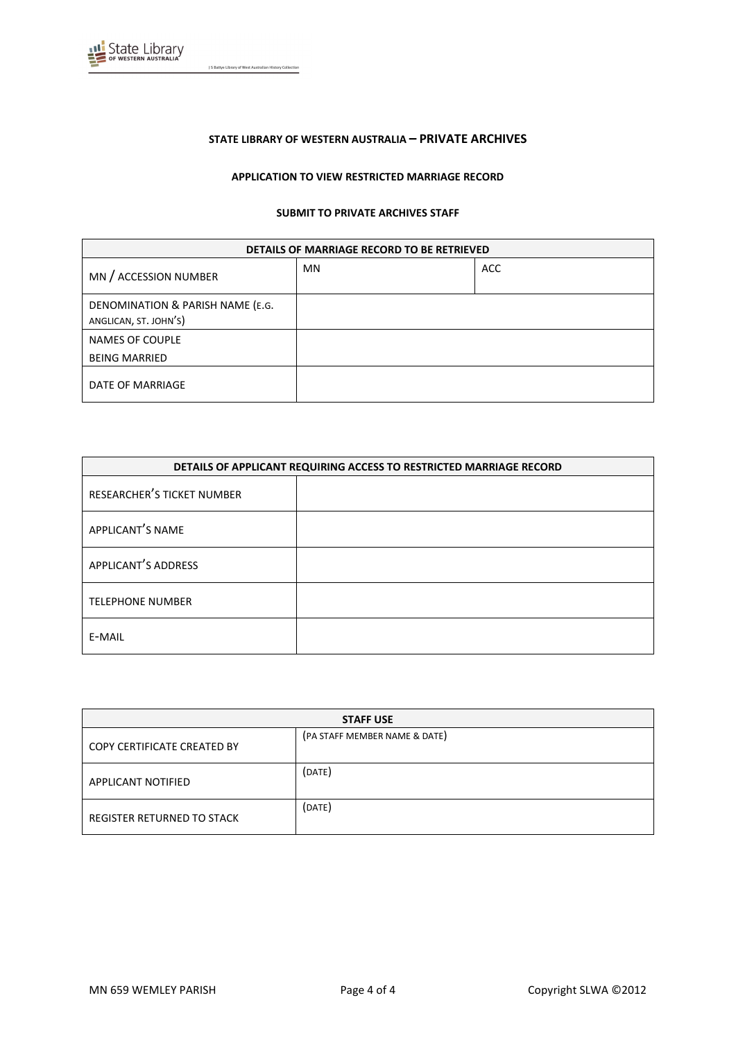**STATE LIBRARY OF WESTERN AUSTRALIA – PRIVATE ARCHIVES**

**APPLICATION TO VIEW RESTRICTED MARRIAGE RECORD**

**SUBMIT TO PRIVATE ARCHIVES STAFF**

| DETAILS OF MARRIAGE RECORD TO BE RETRIEVED | | |
|---|---|---|
| MN / ACCESSION NUMBER | MN | ACC |
| DENOMINATION & PARISH NAME (E.G. ANGLICAN, ST. JOHN'S) | | |
| NAMES OF COUPLE BEING MARRIED | | |
| DATE OF MARRIAGE | | |

| DETAILS OF APPLICANT REQUIRING ACCESS TO RESTRICTED MARRIAGE RECORD | |
|---|---|
| RESEARCHER'S TICKET NUMBER | |
| APPLICANT'S NAME | |
| APPLICANT'S ADDRESS | |
| TELEPHONE NUMBER | |
| E-MAIL | |

| STAFF USE | |
|---|---|
| COPY CERTIFICATE CREATED BY | (PA STAFF MEMBER NAME & DATE) |
| APPLICANT NOTIFIED | (DATE) |
| REGISTER RETURNED TO STACK | (DATE) |